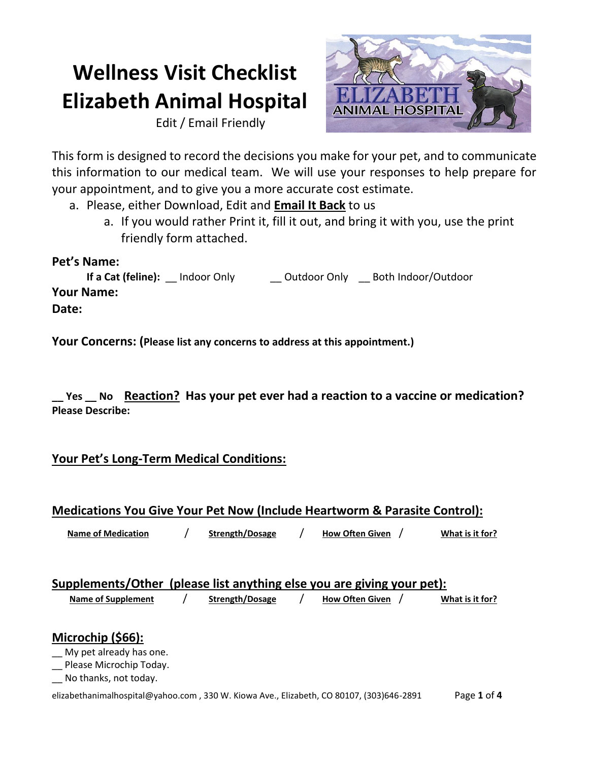# Wellness Visit Checklist
# Elizabeth Animal Hospital

Edit / Email Friendly

This form is designed to record the decisions you make for your pet, and to communicate this information to our medical team. We will use your responses to help prepare for your appointment, and to give you a more accurate cost estimate.

a. Please, either Download, Edit and **Email It Back** to us
   a. If you would rather Print it, fill it out, and bring it with you, use the print friendly form attached.

**Pet's Name:**

**If a Cat (feline):** __ Indoor Only __ Outdoor Only __ Both Indoor/Outdoor

**Your Name:**

**Date:**

**Your Concerns: (Please list any concerns to address at this appointment.)**

**__ Yes __ No** **Reaction? Has your pet ever had a reaction to a vaccine or medication?**
**Please Describe:**

## Your Pet's Long-Term Medical Conditions:

## Medications You Give Your Pet Now (Include Heartworm & Parasite Control):

**Name of Medication** / **Strength/Dosage** / **How Often Given** / **What is it for?**

## Supplements/Other (please list anything else you are giving your pet):

**Name of Supplement** / **Strength/Dosage** / **How Often Given** / **What is it for?**

## Microchip ($66):

__ My pet already has one.
__ Please Microchip Today.
__ No thanks, not today.

elizabethanimalhospital@yahoo.com , 330 W. Kiowa Ave., Elizabeth, CO 80107, (303)646-2891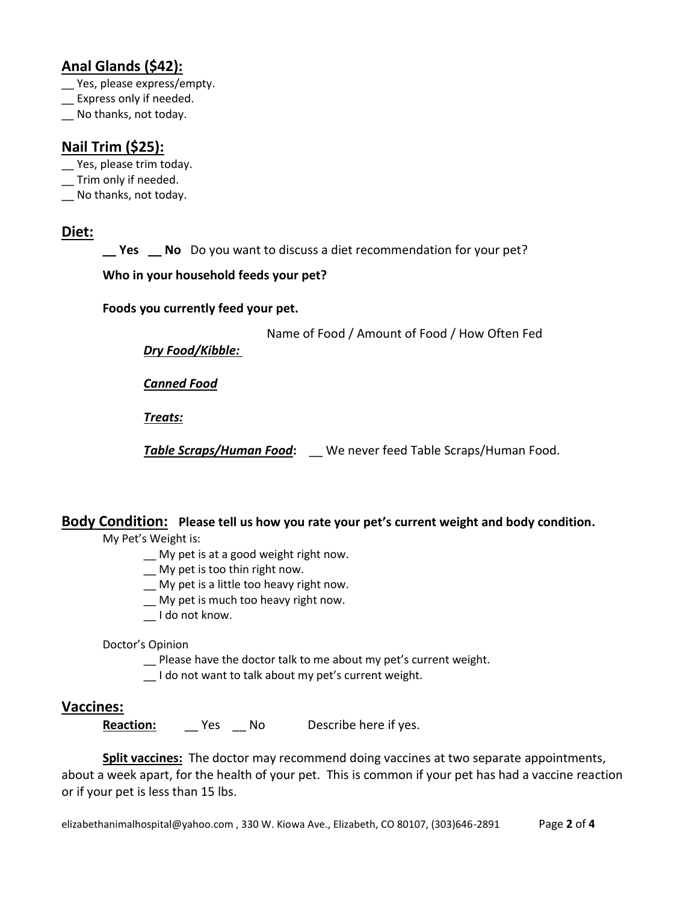## Anal Glands ($42):

__ Yes, please express/empty.
__ Express only if needed.
__ No thanks, not today.

## Nail Trim ($25):

__ Yes, please trim today.
__ Trim only if needed.
__ No thanks, not today.

## Diet:

**__ Yes __ No** Do you want to discuss a diet recommendation for your pet?

**Who in your household feeds your pet?**

**Foods you currently feed your pet.**

Name of Food / Amount of Food / How Often Fed

***Dry Food/Kibble:***

***Canned Food***

***Treats:***

***Table Scraps/Human Food*:** __ We never feed Table Scraps/Human Food.

## Body Condition: **Please tell us how you rate your pet's current weight and body condition.**

My Pet's Weight is:

__ My pet is at a good weight right now.
__ My pet is too thin right now.
__ My pet is a little too heavy right now.
__ My pet is much too heavy right now.
__ I do not know.

Doctor's Opinion

__ Please have the doctor talk to me about my pet's current weight.
__ I do not want to talk about my pet's current weight.

## Vaccines:

**Reaction:** __ Yes __ No Describe here if yes.

**Split vaccines:** The doctor may recommend doing vaccines at two separate appointments, about a week apart, for the health of your pet. This is common if your pet has had a vaccine reaction or if your pet is less than 15 lbs.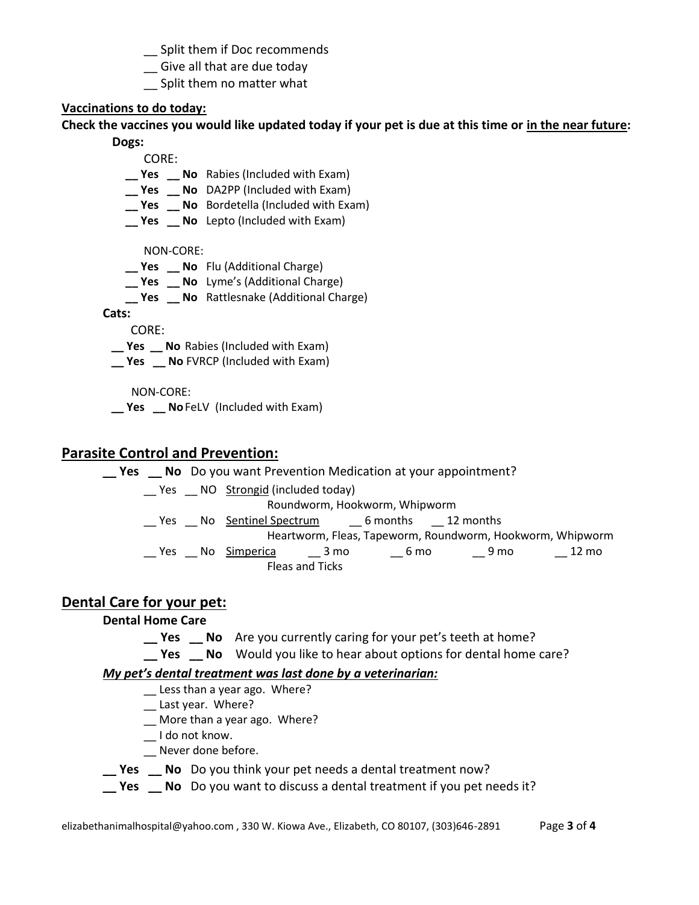__ Split them if Doc recommends
__ Give all that are due today
__ Split them no matter what

**Vaccinations to do today:**

**Check the vaccines you would like updated today if your pet is due at this time or in the near future:**

**Dogs:**

CORE:

**__ Yes __ No** Rabies (Included with Exam)
**__ Yes __ No** DA2PP (Included with Exam)
**__ Yes __ No** Bordetella (Included with Exam)
**__ Yes __ No** Lepto (Included with Exam)

NON-CORE:

**__ Yes __ No** Flu (Additional Charge)
**__ Yes __ No** Lyme's (Additional Charge)
**__ Yes __ No** Rattlesnake (Additional Charge)

**Cats:**

CORE:

**__ Yes __ No** Rabies (Included with Exam)
**__ Yes __ No** FVRCP (Included with Exam)

NON-CORE:

**__ Yes __ No** FeLV (Included with Exam)

## Parasite Control and Prevention:

**__ Yes __ No** Do you want Prevention Medication at your appointment?

__ Yes __ NO Strongid (included today)
Roundworm, Hookworm, Whipworm

__ Yes __ No Sentinel Spectrum __ 6 months __ 12 months
Heartworm, Fleas, Tapeworm, Roundworm, Hookworm, Whipworm

__ Yes __ No Simperica __ 3 mo __ 6 mo __ 9 mo __ 12 mo
Fleas and Ticks

## Dental Care for your pet:

**Dental Home Care**

**__ Yes __ No** Are you currently caring for your pet's teeth at home?
**__ Yes __ No** Would you like to hear about options for dental home care?

***My pet's dental treatment was last done by a veterinarian:***

__ Less than a year ago. Where?
__ Last year. Where?
__ More than a year ago. Where?
__ I do not know.
__ Never done before.

**__ Yes __ No** Do you think your pet needs a dental treatment now?
**__ Yes __ No** Do you want to discuss a dental treatment if you pet needs it?

elizabethanimalhospital@yahoo.com , 330 W. Kiowa Ave., Elizabeth, CO 80107, (303)646-2891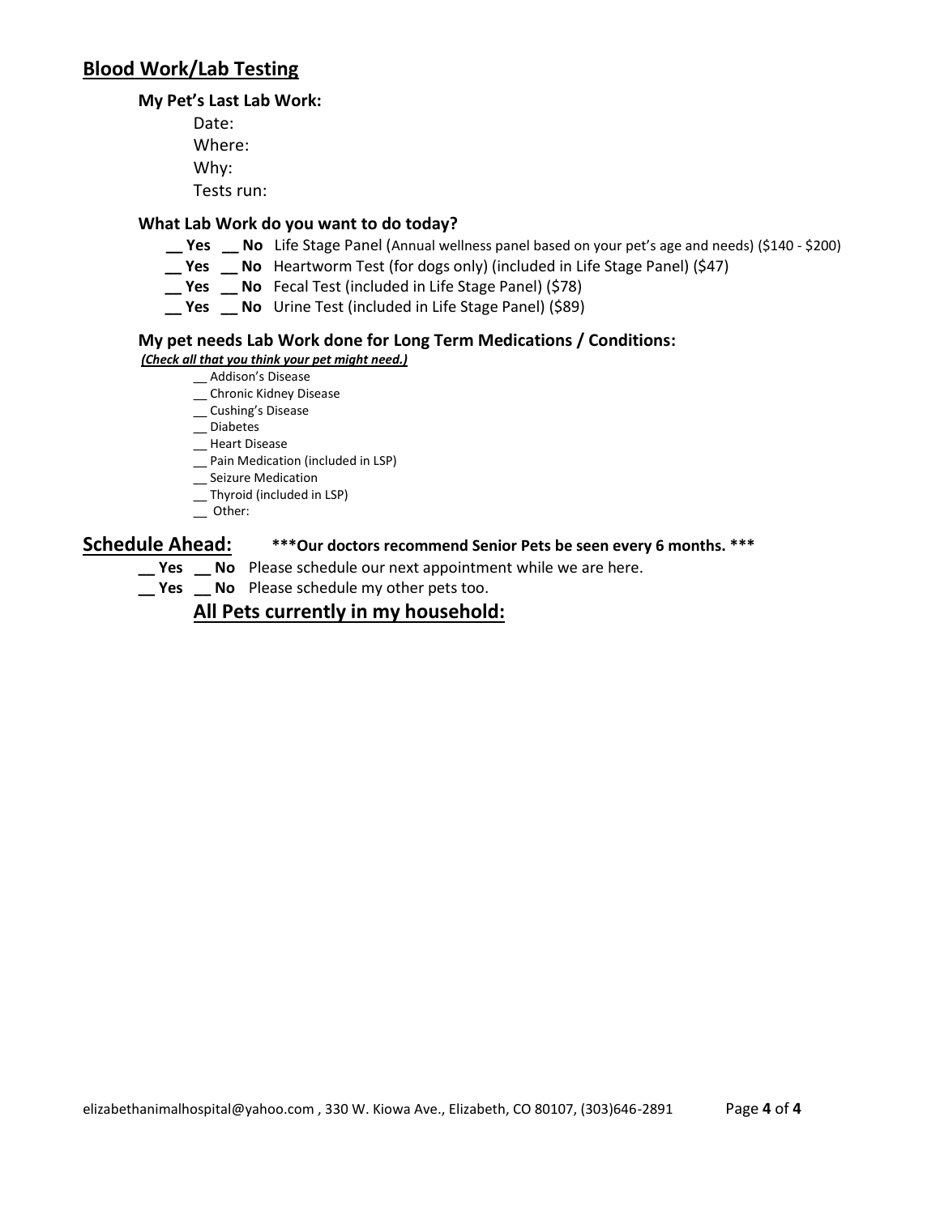## Blood Work/Lab Testing

**My Pet's Last Lab Work:**

Date:

Where:

Why:

Tests run:

**What Lab Work do you want to do today?**

- **__ Yes __ No** Life Stage Panel (Annual wellness panel based on your pet's age and needs) ($140 - $200)
- **__ Yes __ No** Heartworm Test (for dogs only) (included in Life Stage Panel) ($47)
- **__ Yes __ No** Fecal Test (included in Life Stage Panel) ($78)
- **__ Yes __ No** Urine Test (included in Life Stage Panel) ($89)

**My pet needs Lab Work done for Long Term Medications / Conditions:**

***(Check all that you think your pet might need.)***

- __ Addison's Disease
- __ Chronic Kidney Disease
- __ Cushing's Disease
- __ Diabetes
- __ Heart Disease
- __ Pain Medication (included in LSP)
- __ Seizure Medication
- __ Thyroid (included in LSP)
- __ Other:

## Schedule Ahead:

**\*\*\*Our doctors recommend Senior Pets be seen every 6 months. \*\*\***

- **__ Yes __ No** Please schedule our next appointment while we are here.
- **__ Yes __ No** Please schedule my other pets too.

### All Pets currently in my household:

elizabethanimalhospital@yahoo.com , 330 W. Kiowa Ave., Elizabeth, CO 80107, (303)646-2891